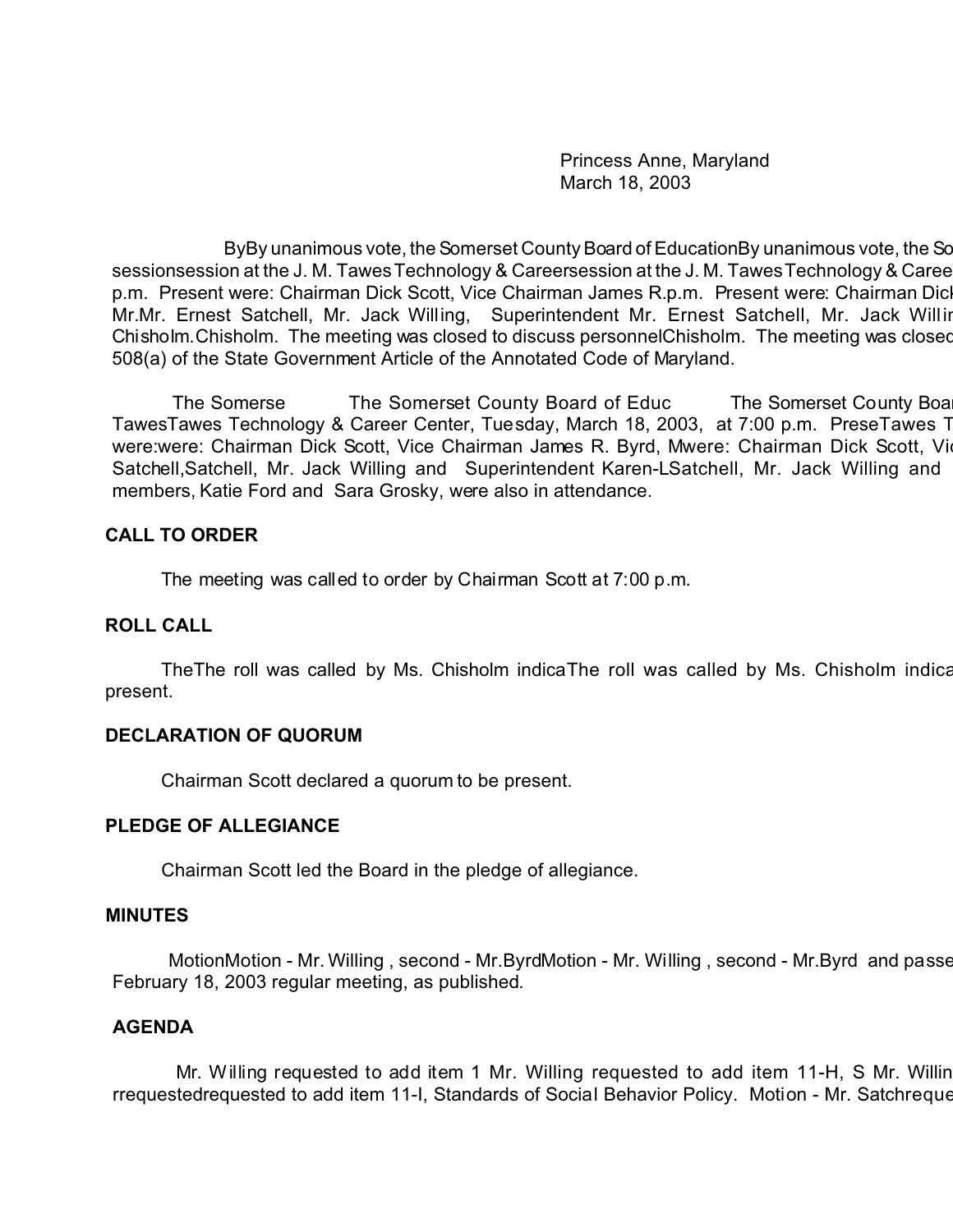Princess Anne, Maryland
March 18, 2003

ByBy unanimous vote, the Somerset County Board of EducationBy unanimous vote, the So sessionsession at the J. M. Tawes Technology & Careersession at the J. M. Tawes Technology & Caree p.m. Present were: Chairman Dick Scott, Vice Chairman James R.p.m. Present were: Chairman Dick Mr.Mr. Ernest Satchell, Mr. Jack Willing, Superintendent Mr. Ernest Satchell, Mr. Jack Willin Chisholm.Chisholm. The meeting was closed to discuss personnelChisholm. The meeting was closed 508(a) of the State Government Article of the Annotated Code of Maryland.

The Somerse The Somerset County Board of Educ The Somerset County Boar TawesTawes Technology & Career Center, Tuesday, March 18, 2003, at 7:00 p.m. PreseTawes T were:were: Chairman Dick Scott, Vice Chairman James R. Byrd, Mwere: Chairman Dick Scott, Vic Satchell,Satchell, Mr. Jack Willing and Superintendent Karen-LSatchell, Mr. Jack Willing and members, Katie Ford and Sara Grosky, were also in attendance.

**CALL TO ORDER**

The meeting was called to order by Chairman Scott at 7:00 p.m.

**ROLL CALL**

TheThe roll was called by Ms. Chisholm indicaThe roll was called by Ms. Chisholm indica present.

**DECLARATION OF QUORUM**

Chairman Scott declared a quorum to be present.

**PLEDGE OF ALLEGIANCE**

Chairman Scott led the Board in the pledge of allegiance.

**MINUTES**

MotionMotion - Mr. Willing , second - Mr.ByrdMotion - Mr. Willing , second - Mr.Byrd and passe February 18, 2003 regular meeting, as published.

**AGENDA**

Mr. Willing requested to add item 1 Mr. Willing requested to add item 11-H, S Mr. Willin rrequestedrequested to add item 11-I, Standards of Social Behavior Policy. Motion - Mr. Satchreque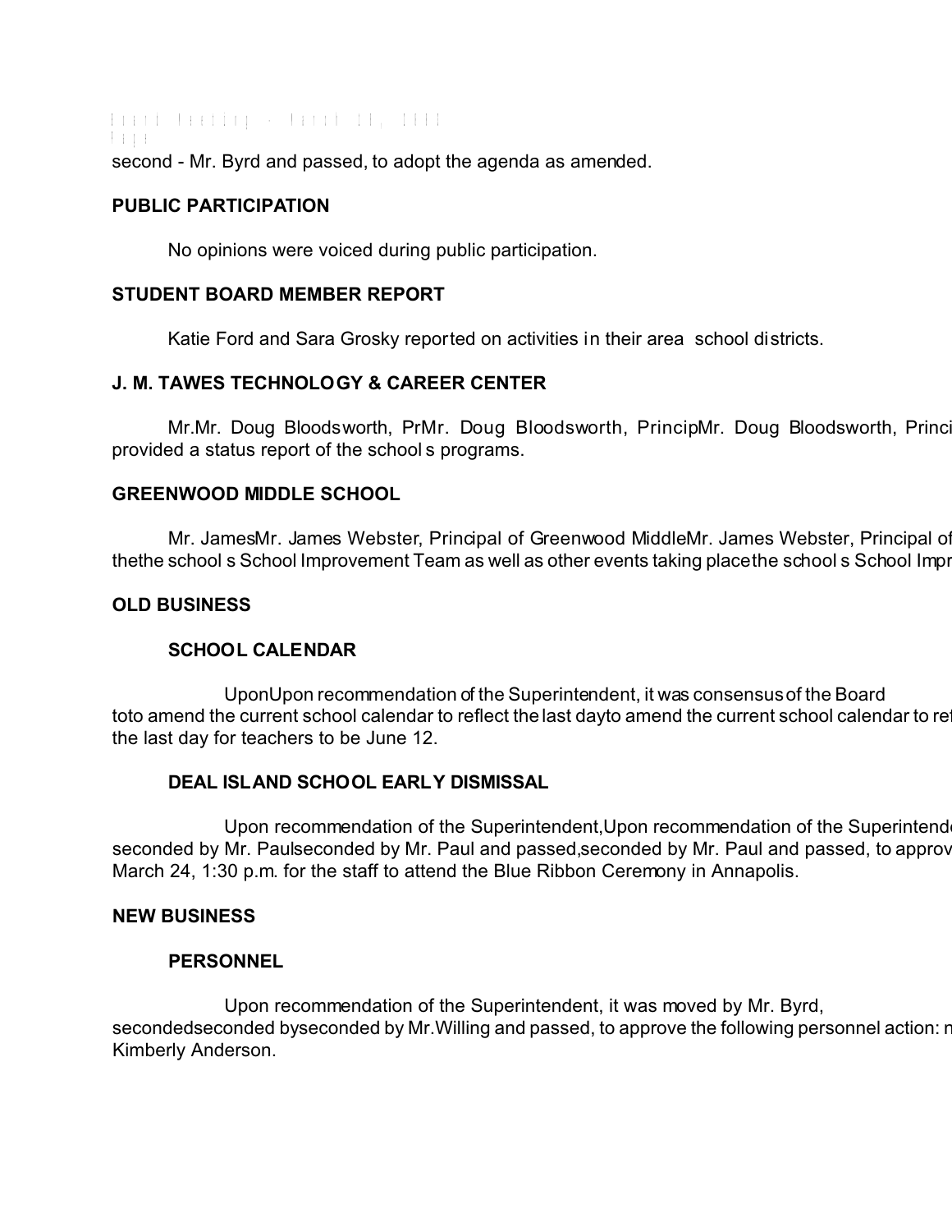second - Mr. Byrd and passed, to adopt the agenda as amended.

**PUBLIC PARTICIPATION**

No opinions were voiced during public participation.

**STUDENT BOARD MEMBER REPORT**

Katie Ford and Sara Grosky reported on activities in their area school districts.

**J. M. TAWES TECHNOLOGY & CAREER CENTER**

Mr.Mr. Doug Bloodsworth, PrMr. Doug Bloodsworth, PrincipMr. Doug Bloodsworth, Princi provided a status report of the school s programs.

**GREENWOOD MIDDLE SCHOOL**

Mr. JamesMr. James Webster, Principal of Greenwood MiddleMr. James Webster, Principal of thethe school s School Improvement Team as well as other events taking placethe school s School Impr

**OLD BUSINESS**

**SCHOOL CALENDAR**

UponUpon recommendation of the Superintendent, it was consensus of the Board toto amend the current school calendar to reflect the last dayto amend the current school calendar to ref the last day for teachers to be June 12.

**DEAL ISLAND SCHOOL EARLY DISMISSAL**

Upon recommendation of the Superintendent,Upon recommendation of the Superintend seconded by Mr. Paulseconded by Mr. Paul and passed,seconded by Mr. Paul and passed, to approv March 24, 1:30 p.m. for the staff to attend the Blue Ribbon Ceremony in Annapolis.

**NEW BUSINESS**

**PERSONNEL**

Upon recommendation of the Superintendent, it was moved by Mr. Byrd, secondedseconded byseconded by Mr.Willing and passed, to approve the following personnel action: n Kimberly Anderson.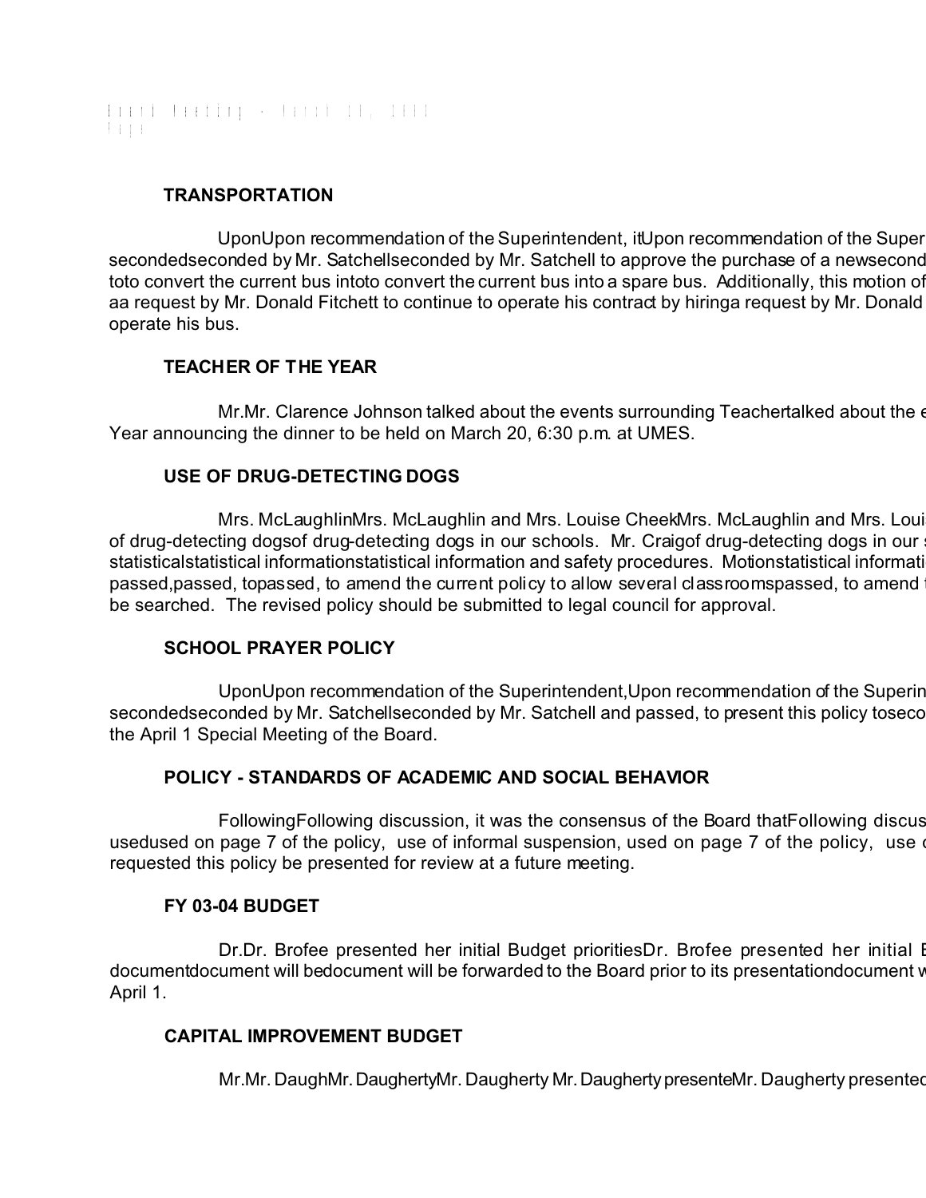## TRANSPORTATION

UponUpon recommendation of the Superintendent, itUpon recommendation of the Super secondedseconded by Mr. Satchellseconded by Mr. Satchell to approve the purchase of a newsecond toto convert the current bus intoto convert the current bus into a spare bus. Additionally, this motion of aa request by Mr. Donald Fitchett to continue to operate his contract by hiringa request by Mr. Donald operate his bus.

## TEACHER OF THE YEAR

Mr.Mr. Clarence Johnson talked about the events surrounding Teachertalked about the e Year announcing the dinner to be held on March 20, 6:30 p.m. at UMES.

## USE OF DRUG-DETECTING DOGS

Mrs. McLaughlinMrs. McLaughlin and Mrs. Louise CheekMrs. McLaughlin and Mrs. Loui of drug-detecting dogsof drug-detecting dogs in our schools. Mr. Craigof drug-detecting dogs in our statisticalstatistical informationstatistical information and safety procedures. Motionstatistical informati passed,passed, topassed, to amend the current policy to allow several classroomspassed, to amend be searched. The revised policy should be submitted to legal council for approval.

## SCHOOL PRAYER POLICY

UponUpon recommendation of the Superintendent,Upon recommendation of the Superin secondedseconded by Mr. Satchellseconded by Mr. Satchell and passed, to present this policy toseco the April 1 Special Meeting of the Board.

## POLICY - STANDARDS OF ACADEMIC AND SOCIAL BEHAVIOR

FollowingFollowing discussion, it was the consensus of the Board thatFollowing discus usedused on page 7 of the policy, use of informal suspension, used on page 7 of the policy, use requested this policy be presented for review at a future meeting.

## FY 03-04 BUDGET

Dr.Dr. Brofee presented her initial Budget prioritiesDr. Brofee presented her initial documentdocument will bedocument will be forwarded to the Board prior to its presentationdocument April 1.

## CAPITAL IMPROVEMENT BUDGET

Mr.Mr. DaughMr. DaughertyMr. Daugherty Mr. Daugherty presenteMr. Daugherty presented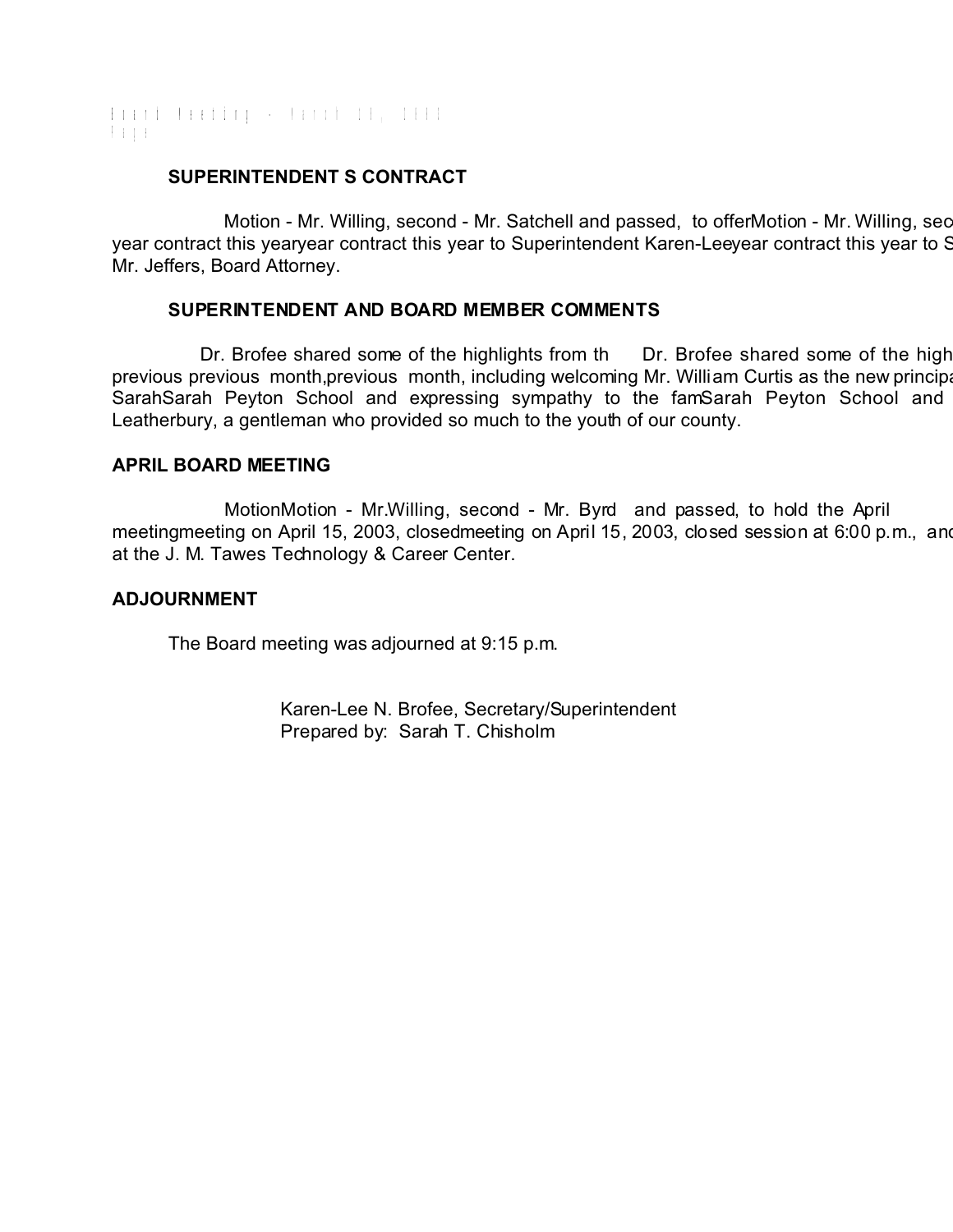## SUPERINTENDENT S CONTRACT

Motion - Mr. Willing, second - Mr. Satchell and passed, to offerMotion - Mr. Willing, sec year contract this yearyear contract this year to Superintendent Karen-Leeyear contract this year to S Mr. Jeffers, Board Attorney.

## SUPERINTENDENT AND BOARD MEMBER COMMENTS

Dr. Brofee shared some of the highlights from th Dr. Brofee shared some of the high previous previous month,previous month, including welcoming Mr. William Curtis as the new principa SarahSarah Peyton School and expressing sympathy to the famSarah Peyton School and Leatherbury, a gentleman who provided so much to the youth of our county.

## APRIL BOARD MEETING

MotionMotion - Mr.Willing, second - Mr. Byrd and passed, to hold the April meetingmeeting on April 15, 2003, closedmeeting on April 15, 2003, closed session at 6:00 p.m., and at the J. M. Tawes Technology & Career Center.

## ADJOURNMENT

The Board meeting was adjourned at 9:15 p.m.

Karen-Lee N. Brofee, Secretary/Superintendent
Prepared by: Sarah T. Chisholm